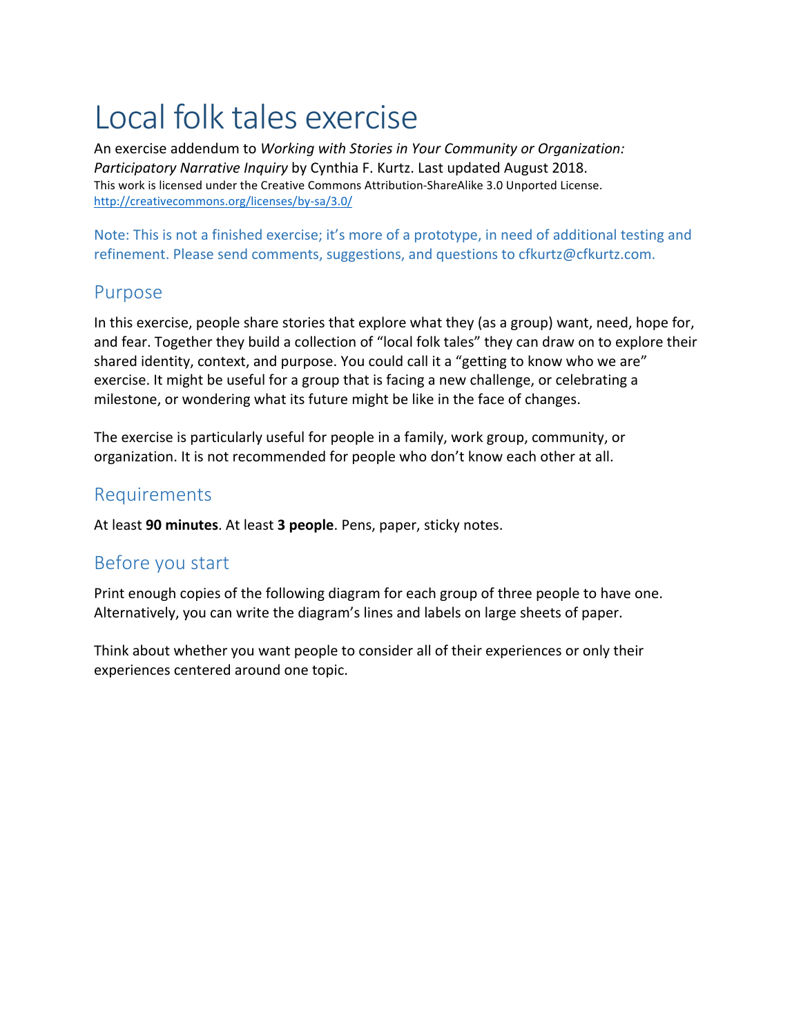# Local folk tales exercise

An exercise addendum to *Working with Stories in Your Community or Organization: Participatory Narrative Inquiry* by Cynthia F. Kurtz. Last updated August 2018.
This work is licensed under the Creative Commons Attribution-ShareAlike 3.0 Unported License.
http://creativecommons.org/licenses/by-sa/3.0/

Note: This is not a finished exercise; it's more of a prototype, in need of additional testing and refinement. Please send comments, suggestions, and questions to cfkurtz@cfkurtz.com.

## Purpose

In this exercise, people share stories that explore what they (as a group) want, need, hope for, and fear. Together they build a collection of "local folk tales" they can draw on to explore their shared identity, context, and purpose. You could call it a "getting to know who we are" exercise. It might be useful for a group that is facing a new challenge, or celebrating a milestone, or wondering what its future might be like in the face of changes.

The exercise is particularly useful for people in a family, work group, community, or organization. It is not recommended for people who don't know each other at all.

## Requirements

At least **90 minutes**. At least **3 people**. Pens, paper, sticky notes.

## Before you start

Print enough copies of the following diagram for each group of three people to have one. Alternatively, you can write the diagram's lines and labels on large sheets of paper.

Think about whether you want people to consider all of their experiences or only their experiences centered around one topic.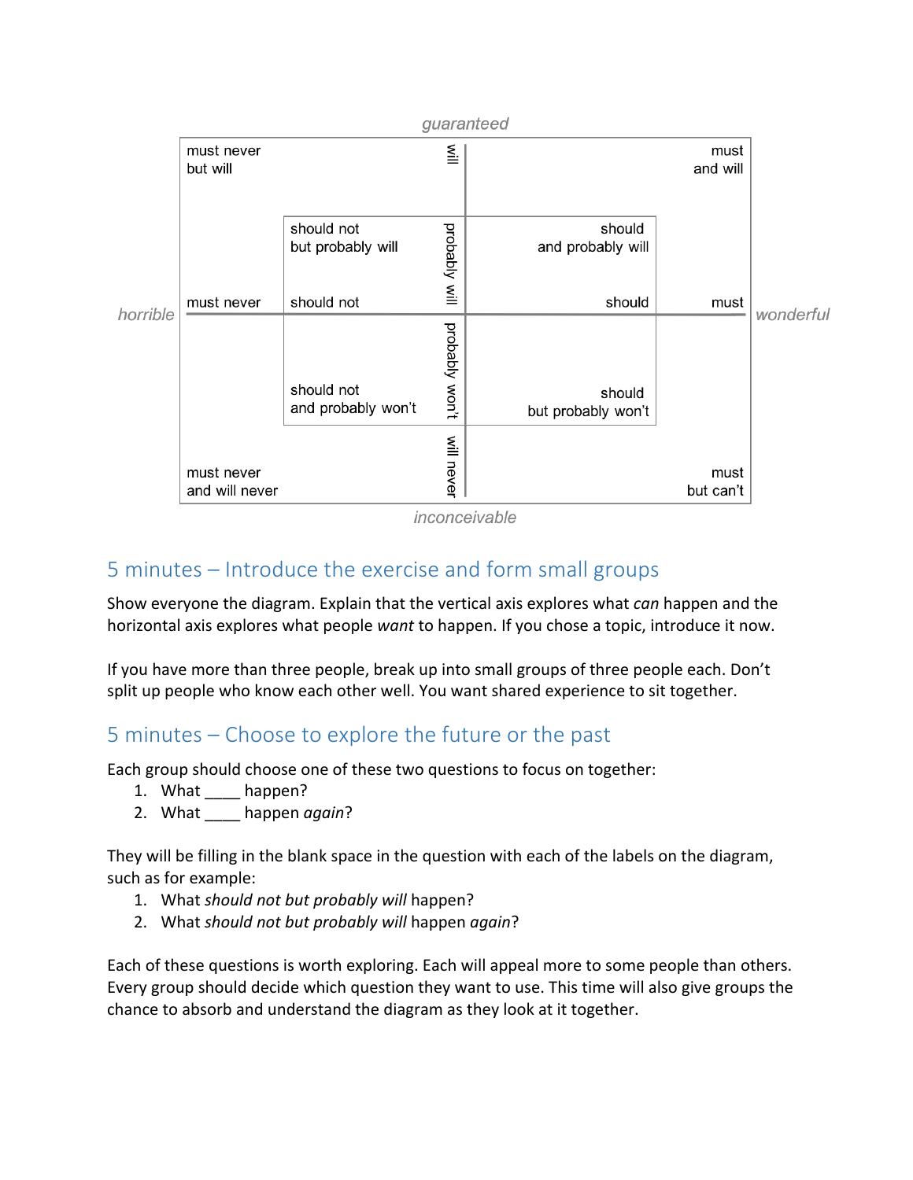*guaranteed*

| *horrible* | | | | *wonderful* |
|---|---|---|---|---|
| must never but will | | will | | must and will |
| | should not but probably will | probably will | should and probably will | |
| must never | should not | | should | must |
| | should not and probably won't | probably won't | should but probably won't | |
| must never and will never | | will never | | must but can't |

*inconceivable*

## 5 minutes – Introduce the exercise and form small groups

Show everyone the diagram. Explain that the vertical axis explores what *can* happen and the horizontal axis explores what people *want* to happen. If you chose a topic, introduce it now.

If you have more than three people, break up into small groups of three people each. Don't split up people who know each other well. You want shared experience to sit together.

## 5 minutes – Choose to explore the future or the past

Each group should choose one of these two questions to focus on together:

1. What ____ happen?
2. What ____ happen *again*?

They will be filling in the blank space in the question with each of the labels on the diagram, such as for example:

1. What *should not but probably will* happen?
2. What *should not but probably will* happen *again*?

Each of these questions is worth exploring. Each will appeal more to some people than others. Every group should decide which question they want to use. This time will also give groups the chance to absorb and understand the diagram as they look at it together.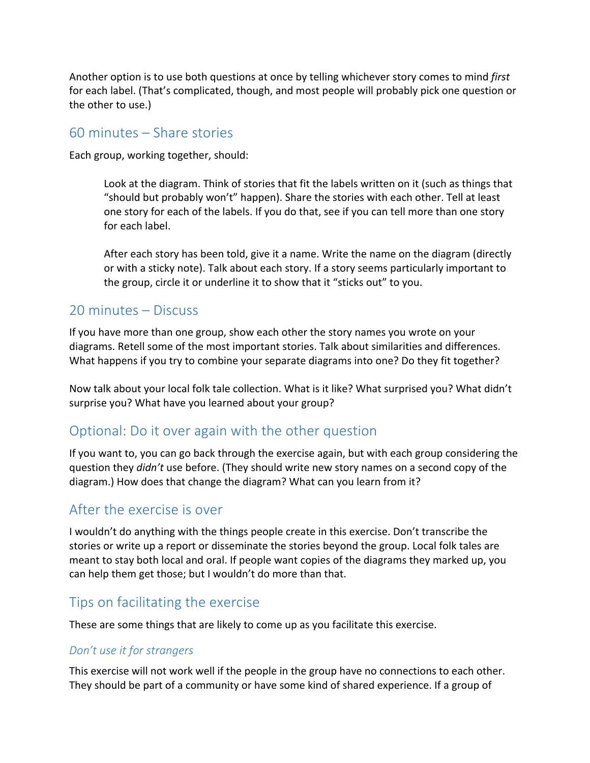Another option is to use both questions at once by telling whichever story comes to mind *first* for each label. (That's complicated, though, and most people will probably pick one question or the other to use.)

## 60 minutes – Share stories

Each group, working together, should:

> Look at the diagram. Think of stories that fit the labels written on it (such as things that "should but probably won't" happen). Share the stories with each other. Tell at least one story for each of the labels. If you do that, see if you can tell more than one story for each label.
>
> After each story has been told, give it a name. Write the name on the diagram (directly or with a sticky note). Talk about each story. If a story seems particularly important to the group, circle it or underline it to show that it "sticks out" to you.

## 20 minutes – Discuss

If you have more than one group, show each other the story names you wrote on your diagrams. Retell some of the most important stories. Talk about similarities and differences. What happens if you try to combine your separate diagrams into one? Do they fit together?

Now talk about your local folk tale collection. What is it like? What surprised you? What didn't surprise you? What have you learned about your group?

## Optional: Do it over again with the other question

If you want to, you can go back through the exercise again, but with each group considering the question they *didn't* use before. (They should write new story names on a second copy of the diagram.) How does that change the diagram? What can you learn from it?

## After the exercise is over

I wouldn't do anything with the things people create in this exercise. Don't transcribe the stories or write up a report or disseminate the stories beyond the group. Local folk tales are meant to stay both local and oral. If people want copies of the diagrams they marked up, you can help them get those; but I wouldn't do more than that.

## Tips on facilitating the exercise

These are some things that are likely to come up as you facilitate this exercise.

### *Don't use it for strangers*

This exercise will not work well if the people in the group have no connections to each other. They should be part of a community or have some kind of shared experience. If a group of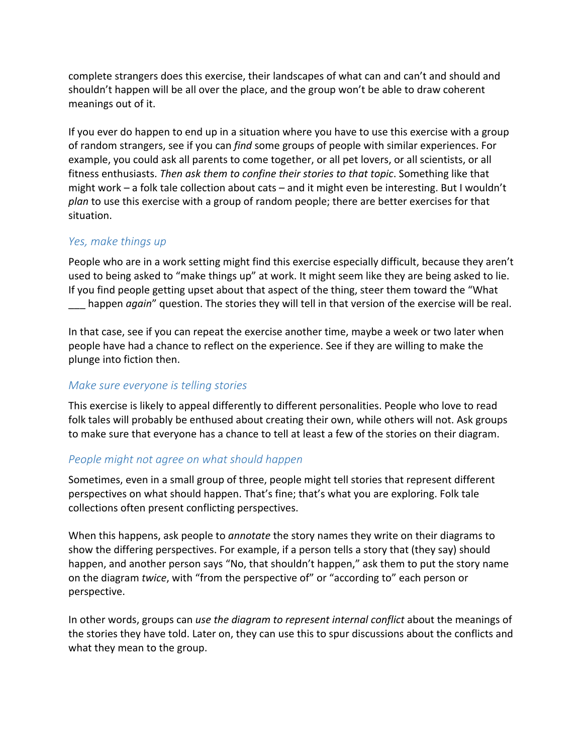complete strangers does this exercise, their landscapes of what can and can't and should and shouldn't happen will be all over the place, and the group won't be able to draw coherent meanings out of it.

If you ever do happen to end up in a situation where you have to use this exercise with a group of random strangers, see if you can *find* some groups of people with similar experiences. For example, you could ask all parents to come together, or all pet lovers, or all scientists, or all fitness enthusiasts. *Then ask them to confine their stories to that topic*. Something like that might work – a folk tale collection about cats – and it might even be interesting. But I wouldn't *plan* to use this exercise with a group of random people; there are better exercises for that situation.

### *Yes, make things up*

People who are in a work setting might find this exercise especially difficult, because they aren't used to being asked to "make things up" at work. It might seem like they are being asked to lie. If you find people getting upset about that aspect of the thing, steer them toward the "What ___ happen *again*" question. The stories they will tell in that version of the exercise will be real.

In that case, see if you can repeat the exercise another time, maybe a week or two later when people have had a chance to reflect on the experience. See if they are willing to make the plunge into fiction then.

### *Make sure everyone is telling stories*

This exercise is likely to appeal differently to different personalities. People who love to read folk tales will probably be enthused about creating their own, while others will not. Ask groups to make sure that everyone has a chance to tell at least a few of the stories on their diagram.

### *People might not agree on what should happen*

Sometimes, even in a small group of three, people might tell stories that represent different perspectives on what should happen. That's fine; that's what you are exploring. Folk tale collections often present conflicting perspectives.

When this happens, ask people to *annotate* the story names they write on their diagrams to show the differing perspectives. For example, if a person tells a story that (they say) should happen, and another person says "No, that shouldn't happen," ask them to put the story name on the diagram *twice*, with "from the perspective of" or "according to" each person or perspective.

In other words, groups can *use the diagram to represent internal conflict* about the meanings of the stories they have told. Later on, they can use this to spur discussions about the conflicts and what they mean to the group.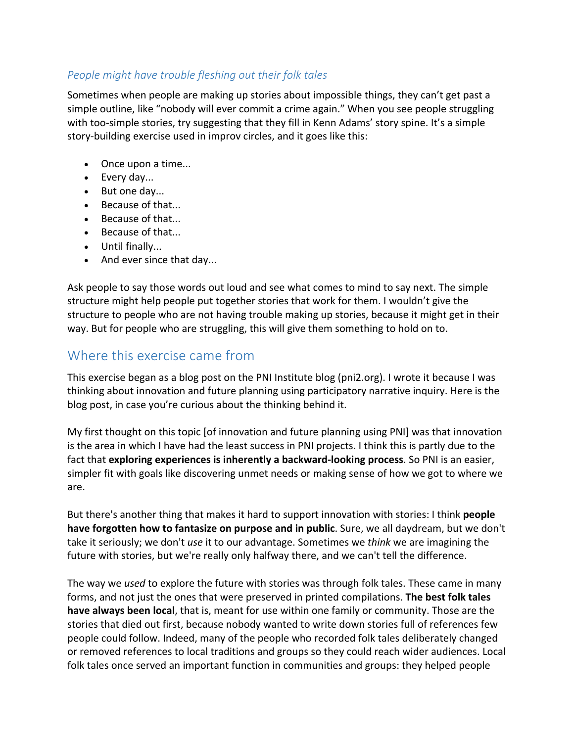### *People might have trouble fleshing out their folk tales*

Sometimes when people are making up stories about impossible things, they can't get past a simple outline, like "nobody will ever commit a crime again." When you see people struggling with too-simple stories, try suggesting that they fill in Kenn Adams' story spine. It's a simple story-building exercise used in improv circles, and it goes like this:

- Once upon a time...
- Every day...
- But one day...
- Because of that...
- Because of that...
- Because of that...
- Until finally...
- And ever since that day...

Ask people to say those words out loud and see what comes to mind to say next. The simple structure might help people put together stories that work for them. I wouldn't give the structure to people who are not having trouble making up stories, because it might get in their way. But for people who are struggling, this will give them something to hold on to.

## Where this exercise came from

This exercise began as a blog post on the PNI Institute blog (pni2.org). I wrote it because I was thinking about innovation and future planning using participatory narrative inquiry. Here is the blog post, in case you're curious about the thinking behind it.

My first thought on this topic [of innovation and future planning using PNI] was that innovation is the area in which I have had the least success in PNI projects. I think this is partly due to the fact that **exploring experiences is inherently a backward-looking process**. So PNI is an easier, simpler fit with goals like discovering unmet needs or making sense of how we got to where we are.

But there's another thing that makes it hard to support innovation with stories: I think **people have forgotten how to fantasize on purpose and in public**. Sure, we all daydream, but we don't take it seriously; we don't *use* it to our advantage. Sometimes we *think* we are imagining the future with stories, but we're really only halfway there, and we can't tell the difference.

The way we *used* to explore the future with stories was through folk tales. These came in many forms, and not just the ones that were preserved in printed compilations. **The best folk tales have always been local**, that is, meant for use within one family or community. Those are the stories that died out first, because nobody wanted to write down stories full of references few people could follow. Indeed, many of the people who recorded folk tales deliberately changed or removed references to local traditions and groups so they could reach wider audiences. Local folk tales once served an important function in communities and groups: they helped people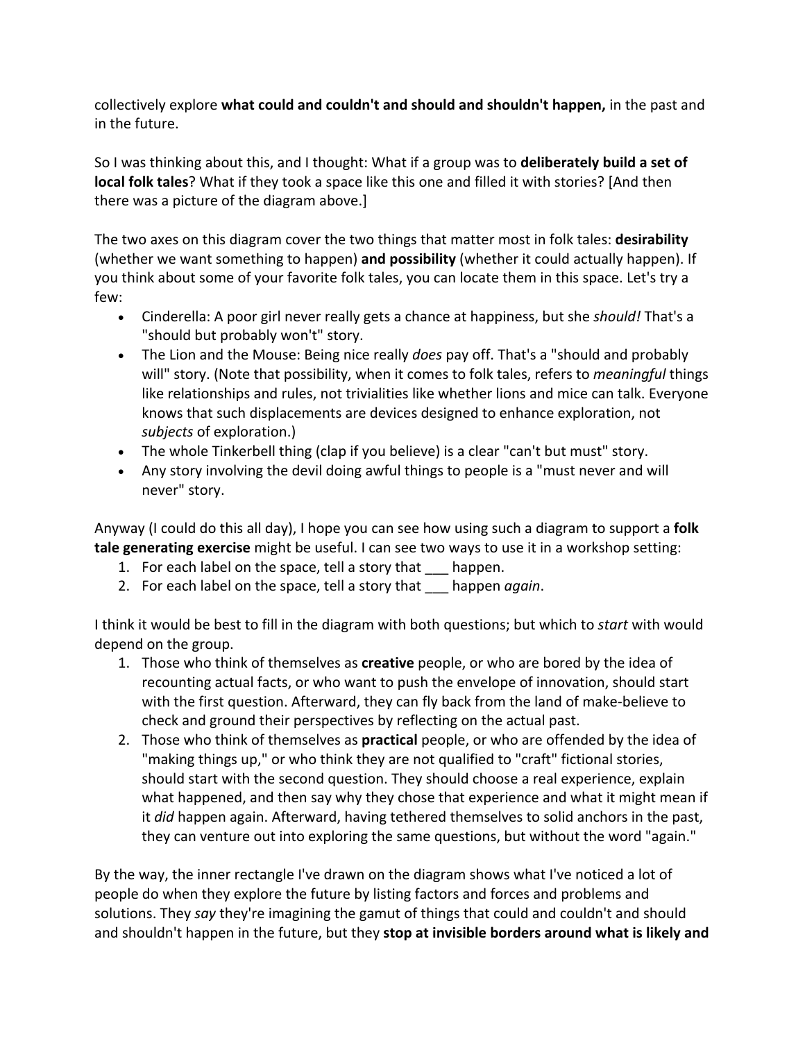collectively explore **what could and couldn't and should and shouldn't happen,** in the past and in the future.

So I was thinking about this, and I thought: What if a group was to **deliberately build a set of local folk tales**? What if they took a space like this one and filled it with stories? [And then there was a picture of the diagram above.]

The two axes on this diagram cover the two things that matter most in folk tales: **desirability** (whether we want something to happen) **and possibility** (whether it could actually happen). If you think about some of your favorite folk tales, you can locate them in this space. Let's try a few:

- Cinderella: A poor girl never really gets a chance at happiness, but she *should!* That's a "should but probably won't" story.
- The Lion and the Mouse: Being nice really *does* pay off. That's a "should and probably will" story. (Note that possibility, when it comes to folk tales, refers to *meaningful* things like relationships and rules, not trivialities like whether lions and mice can talk. Everyone knows that such displacements are devices designed to enhance exploration, not *subjects* of exploration.)
- The whole Tinkerbell thing (clap if you believe) is a clear "can't but must" story.
- Any story involving the devil doing awful things to people is a "must never and will never" story.

Anyway (I could do this all day), I hope you can see how using such a diagram to support a **folk tale generating exercise** might be useful. I can see two ways to use it in a workshop setting:

1. For each label on the space, tell a story that ___ happen.
2. For each label on the space, tell a story that ___ happen *again*.

I think it would be best to fill in the diagram with both questions; but which to *start* with would depend on the group.

1. Those who think of themselves as **creative** people, or who are bored by the idea of recounting actual facts, or who want to push the envelope of innovation, should start with the first question. Afterward, they can fly back from the land of make-believe to check and ground their perspectives by reflecting on the actual past.
2. Those who think of themselves as **practical** people, or who are offended by the idea of "making things up," or who think they are not qualified to "craft" fictional stories, should start with the second question. They should choose a real experience, explain what happened, and then say why they chose that experience and what it might mean if it *did* happen again. Afterward, having tethered themselves to solid anchors in the past, they can venture out into exploring the same questions, but without the word "again."

By the way, the inner rectangle I've drawn on the diagram shows what I've noticed a lot of people do when they explore the future by listing factors and forces and problems and solutions. They *say* they're imagining the gamut of things that could and couldn't and should and shouldn't happen in the future, but they **stop at invisible borders around what is likely and**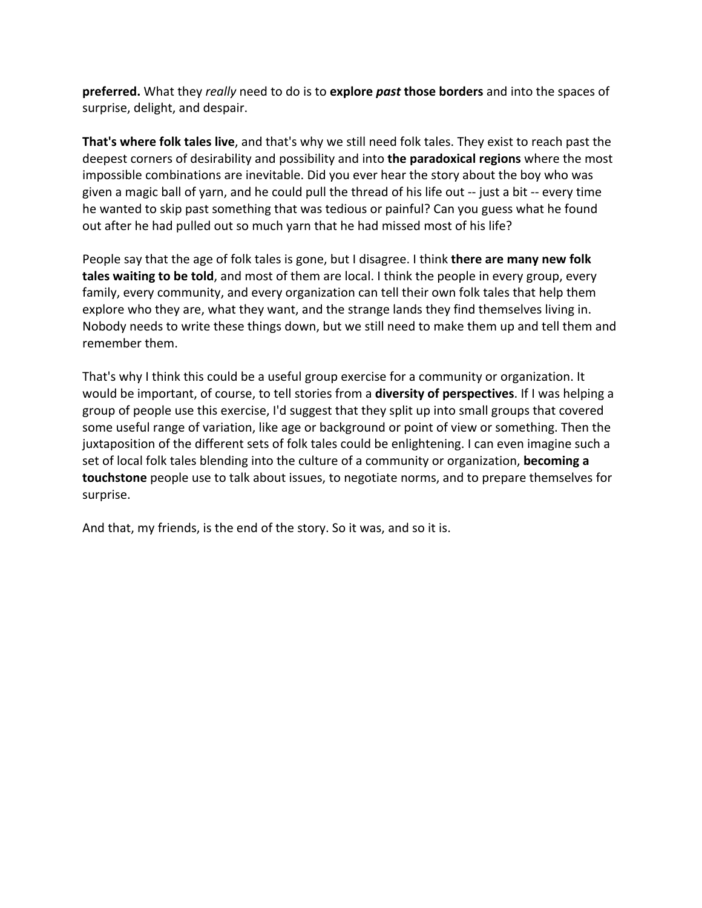**preferred.** What they *really* need to do is to **explore *past* those borders** and into the spaces of surprise, delight, and despair.

**That's where folk tales live**, and that's why we still need folk tales. They exist to reach past the deepest corners of desirability and possibility and into **the paradoxical regions** where the most impossible combinations are inevitable. Did you ever hear the story about the boy who was given a magic ball of yarn, and he could pull the thread of his life out -- just a bit -- every time he wanted to skip past something that was tedious or painful? Can you guess what he found out after he had pulled out so much yarn that he had missed most of his life?

People say that the age of folk tales is gone, but I disagree. I think **there are many new folk tales waiting to be told**, and most of them are local. I think the people in every group, every family, every community, and every organization can tell their own folk tales that help them explore who they are, what they want, and the strange lands they find themselves living in. Nobody needs to write these things down, but we still need to make them up and tell them and remember them.

That's why I think this could be a useful group exercise for a community or organization. It would be important, of course, to tell stories from a **diversity of perspectives**. If I was helping a group of people use this exercise, I'd suggest that they split up into small groups that covered some useful range of variation, like age or background or point of view or something. Then the juxtaposition of the different sets of folk tales could be enlightening. I can even imagine such a set of local folk tales blending into the culture of a community or organization, **becoming a touchstone** people use to talk about issues, to negotiate norms, and to prepare themselves for surprise.

And that, my friends, is the end of the story. So it was, and so it is.